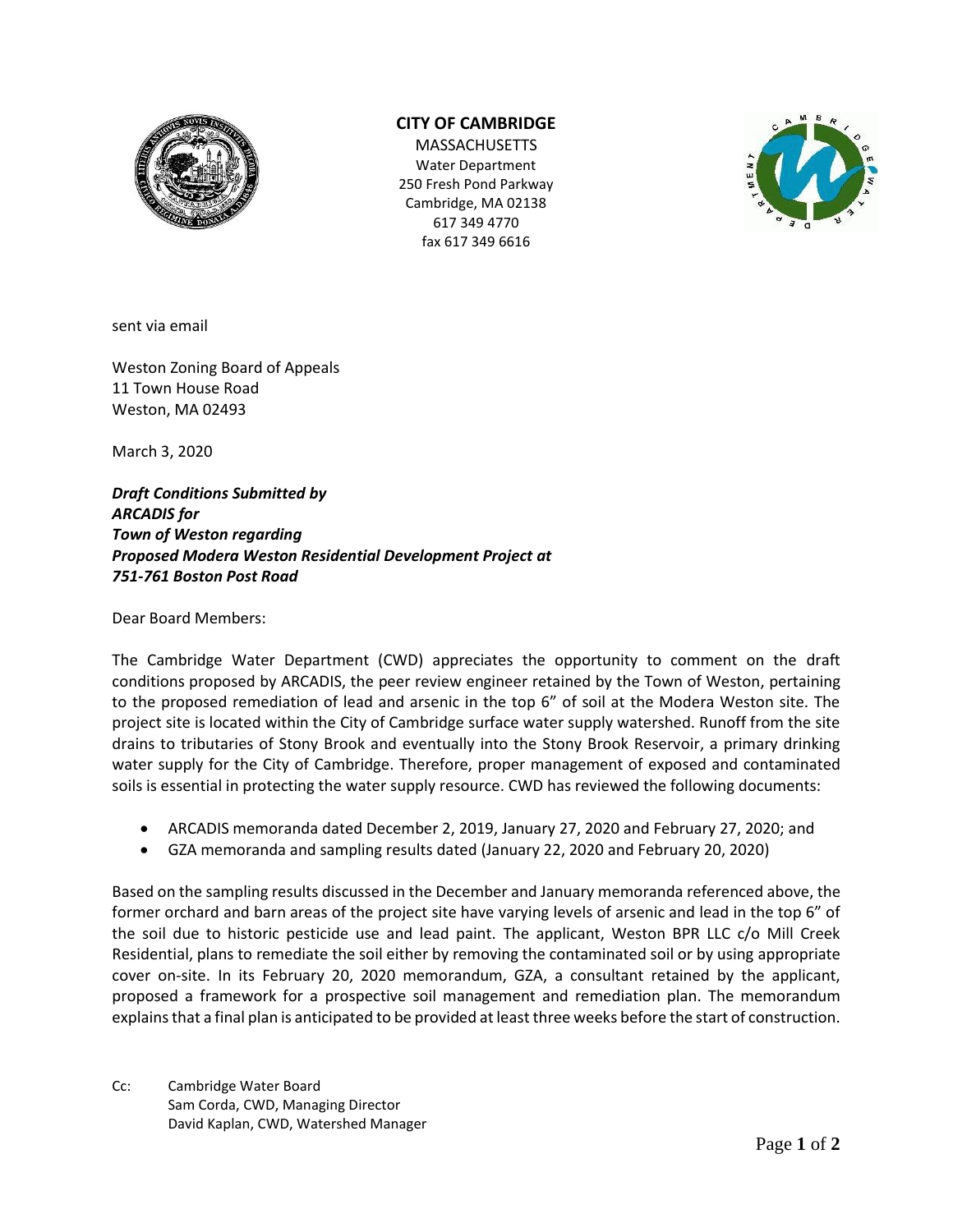**CITY OF CAMBRIDGE**

MASSACHUSETTS
Water Department
250 Fresh Pond Parkway
Cambridge, MA 02138
617 349 4770
fax 617 349 6616

sent via email

Weston Zoning Board of Appeals
11 Town House Road
Weston, MA 02493

March 3, 2020

***Draft Conditions Submitted by ARCADIS for Town of Weston regarding Proposed Modera Weston Residential Development Project at 751-761 Boston Post Road***

Dear Board Members:

The Cambridge Water Department (CWD) appreciates the opportunity to comment on the draft conditions proposed by ARCADIS, the peer review engineer retained by the Town of Weston, pertaining to the proposed remediation of lead and arsenic in the top 6" of soil at the Modera Weston site. The project site is located within the City of Cambridge surface water supply watershed. Runoff from the site drains to tributaries of Stony Brook and eventually into the Stony Brook Reservoir, a primary drinking water supply for the City of Cambridge. Therefore, proper management of exposed and contaminated soils is essential in protecting the water supply resource. CWD has reviewed the following documents:

- ARCADIS memoranda dated December 2, 2019, January 27, 2020 and February 27, 2020; and
- GZA memoranda and sampling results dated (January 22, 2020 and February 20, 2020)

Based on the sampling results discussed in the December and January memoranda referenced above, the former orchard and barn areas of the project site have varying levels of arsenic and lead in the top 6" of the soil due to historic pesticide use and lead paint. The applicant, Weston BPR LLC c/o Mill Creek Residential, plans to remediate the soil either by removing the contaminated soil or by using appropriate cover on-site. In its February 20, 2020 memorandum, GZA, a consultant retained by the applicant, proposed a framework for a prospective soil management and remediation plan. The memorandum explains that a final plan is anticipated to be provided at least three weeks before the start of construction.

Cc: Cambridge Water Board
Sam Corda, CWD, Managing Director
David Kaplan, CWD, Watershed Manager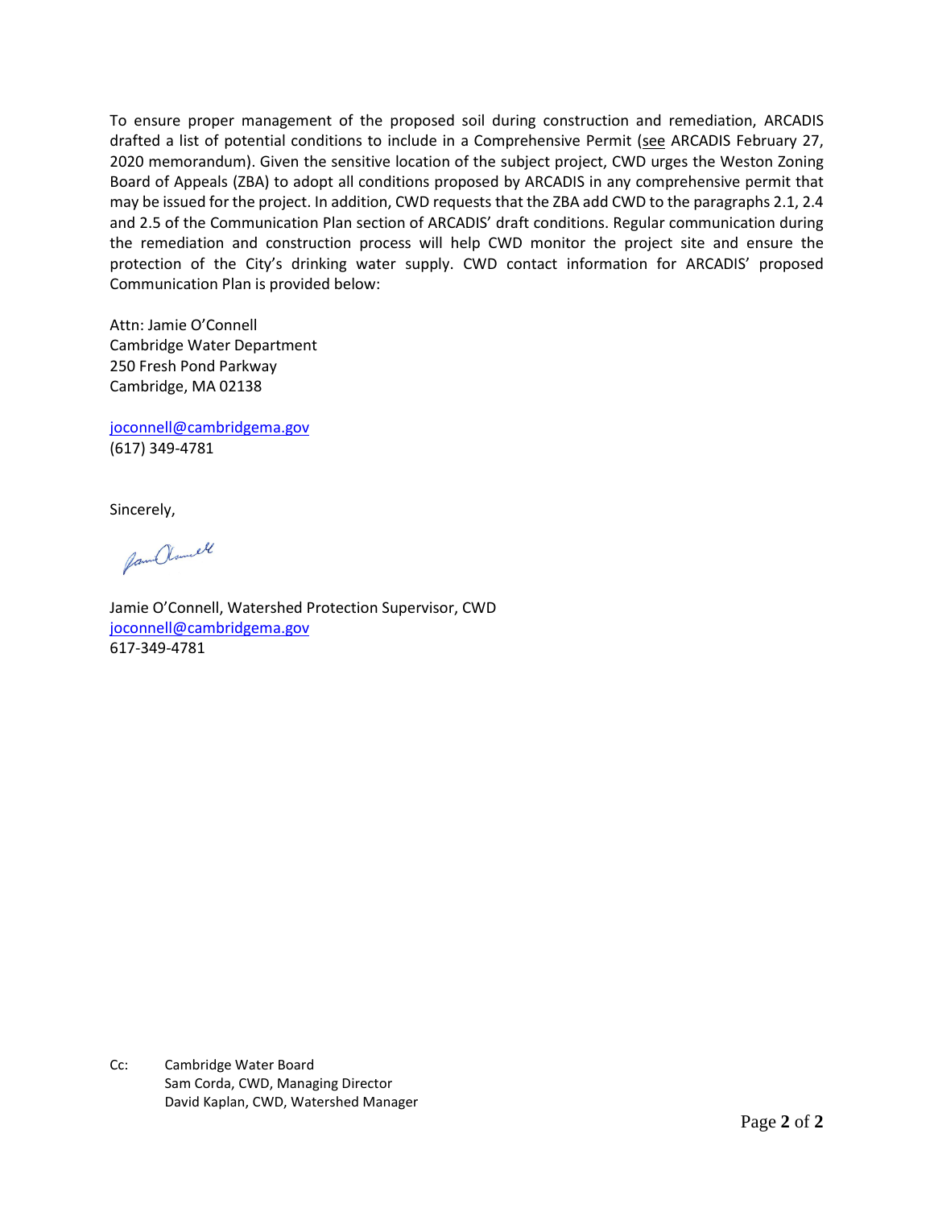To ensure proper management of the proposed soil during construction and remediation, ARCADIS drafted a list of potential conditions to include in a Comprehensive Permit (see ARCADIS February 27, 2020 memorandum). Given the sensitive location of the subject project, CWD urges the Weston Zoning Board of Appeals (ZBA) to adopt all conditions proposed by ARCADIS in any comprehensive permit that may be issued for the project. In addition, CWD requests that the ZBA add CWD to the paragraphs 2.1, 2.4 and 2.5 of the Communication Plan section of ARCADIS' draft conditions. Regular communication during the remediation and construction process will help CWD monitor the project site and ensure the protection of the City's drinking water supply. CWD contact information for ARCADIS' proposed Communication Plan is provided below:

Attn: Jamie O'Connell
Cambridge Water Department
250 Fresh Pond Parkway
Cambridge, MA 02138

joconnell@cambridgema.gov
(617) 349-4781

Sincerely,

Jamie O'Connell, Watershed Protection Supervisor, CWD
joconnell@cambridgema.gov
617-349-4781

Cc: Cambridge Water Board
Sam Corda, CWD, Managing Director
David Kaplan, CWD, Watershed Manager